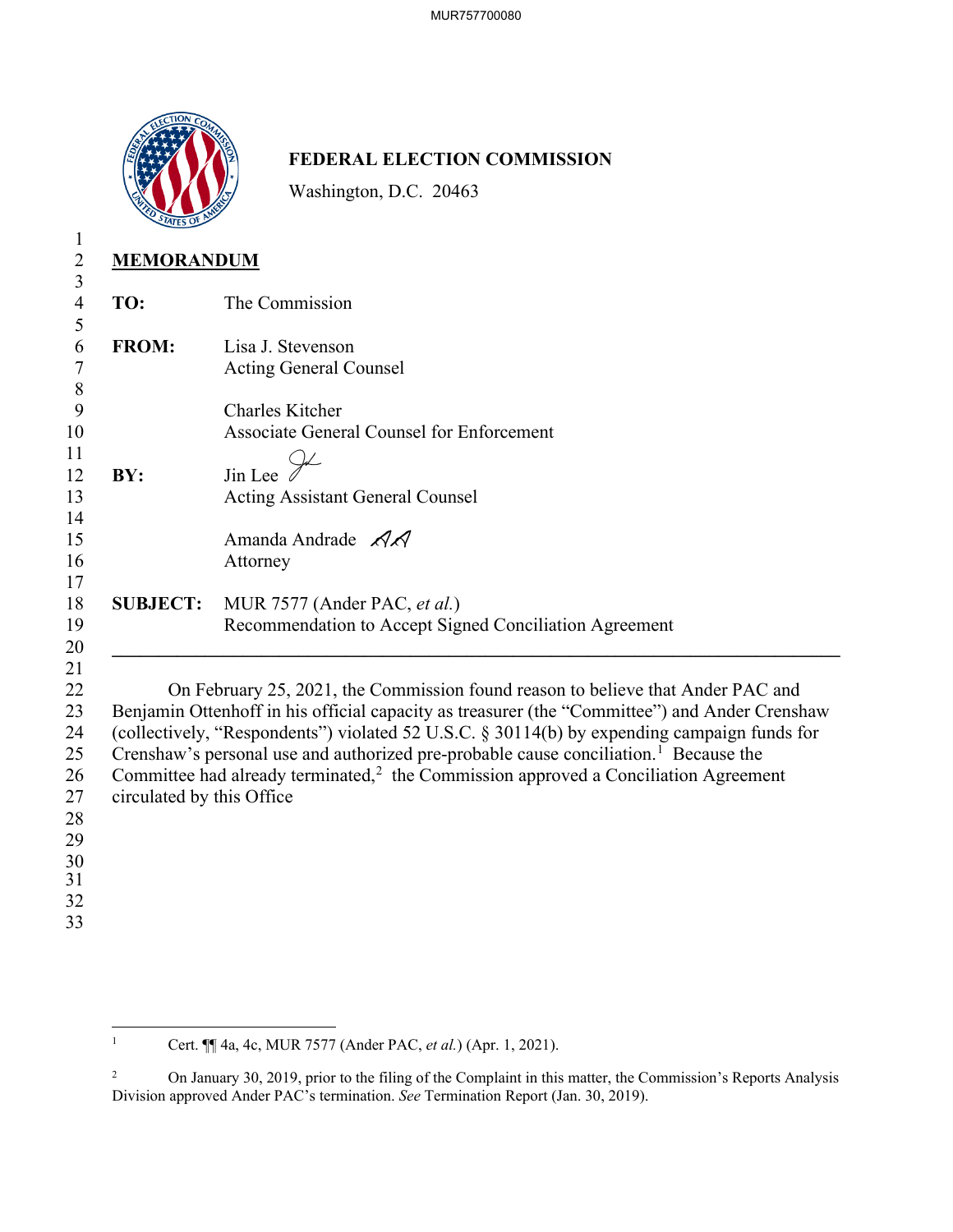**FEDERAL ELECTION COMMISSION**

Washington, D.C. 20463

**MEMORANDUM**

**TO:** The Commission

**FROM:** Lisa J. Stevenson
Acting General Counsel

Charles Kitcher
Associate General Counsel for Enforcement

**BY:** Jin Lee
Acting Assistant General Counsel

Amanda Andrade
Attorney

**SUBJECT:** MUR 7577 (Ander PAC, *et al.*)
Recommendation to Accept Signed Conciliation Agreement

---

On February 25, 2021, the Commission found reason to believe that Ander PAC and Benjamin Ottenhoff in his official capacity as treasurer (the "Committee") and Ander Crenshaw (collectively, "Respondents") violated 52 U.S.C. § 30114(b) by expending campaign funds for Crenshaw's personal use and authorized pre-probable cause conciliation.[1] Because the Committee had already terminated,[2] the Commission approved a Conciliation Agreement circulated by this Office

---

[1] Cert. ¶¶ 4a, 4c, MUR 7577 (Ander PAC, *et al.*) (Apr. 1, 2021).

[2] On January 30, 2019, prior to the filing of the Complaint in this matter, the Commission's Reports Analysis Division approved Ander PAC's termination. *See* Termination Report (Jan. 30, 2019).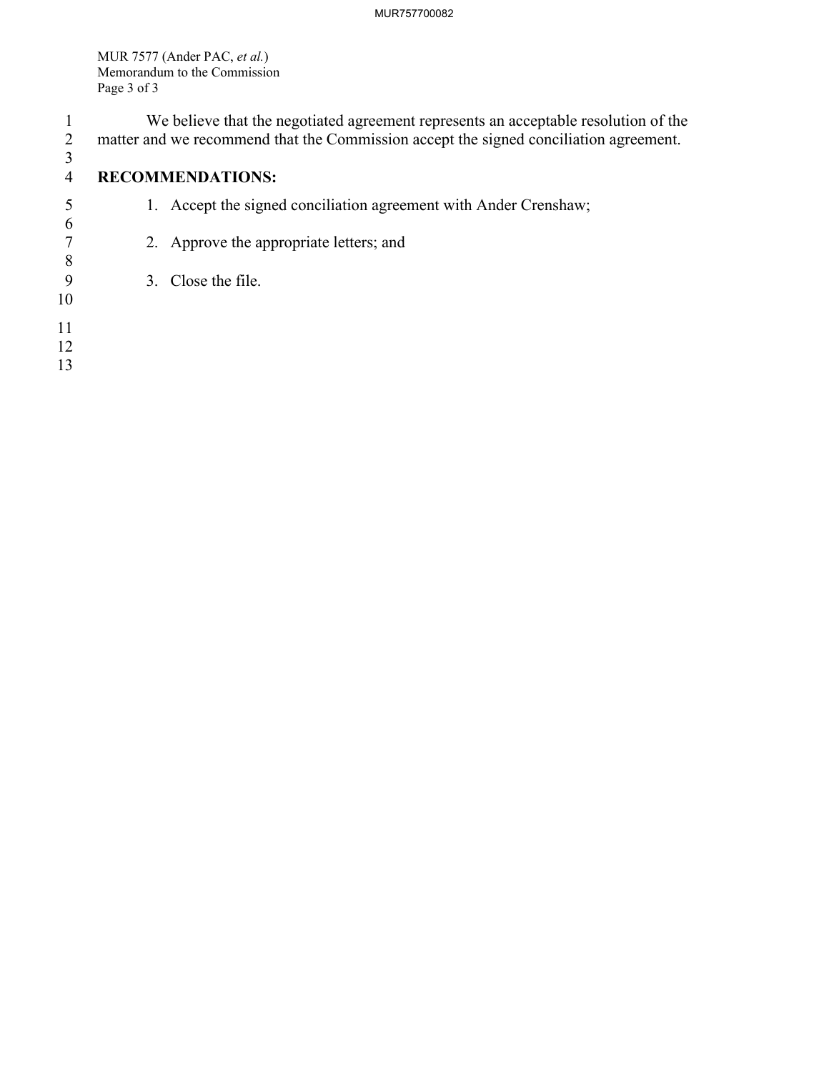We believe that the negotiated agreement represents an acceptable resolution of the matter and we recommend that the Commission accept the signed conciliation agreement.

**RECOMMENDATIONS:**

1. Accept the signed conciliation agreement with Ander Crenshaw;

2. Approve the appropriate letters; and

3. Close the file.